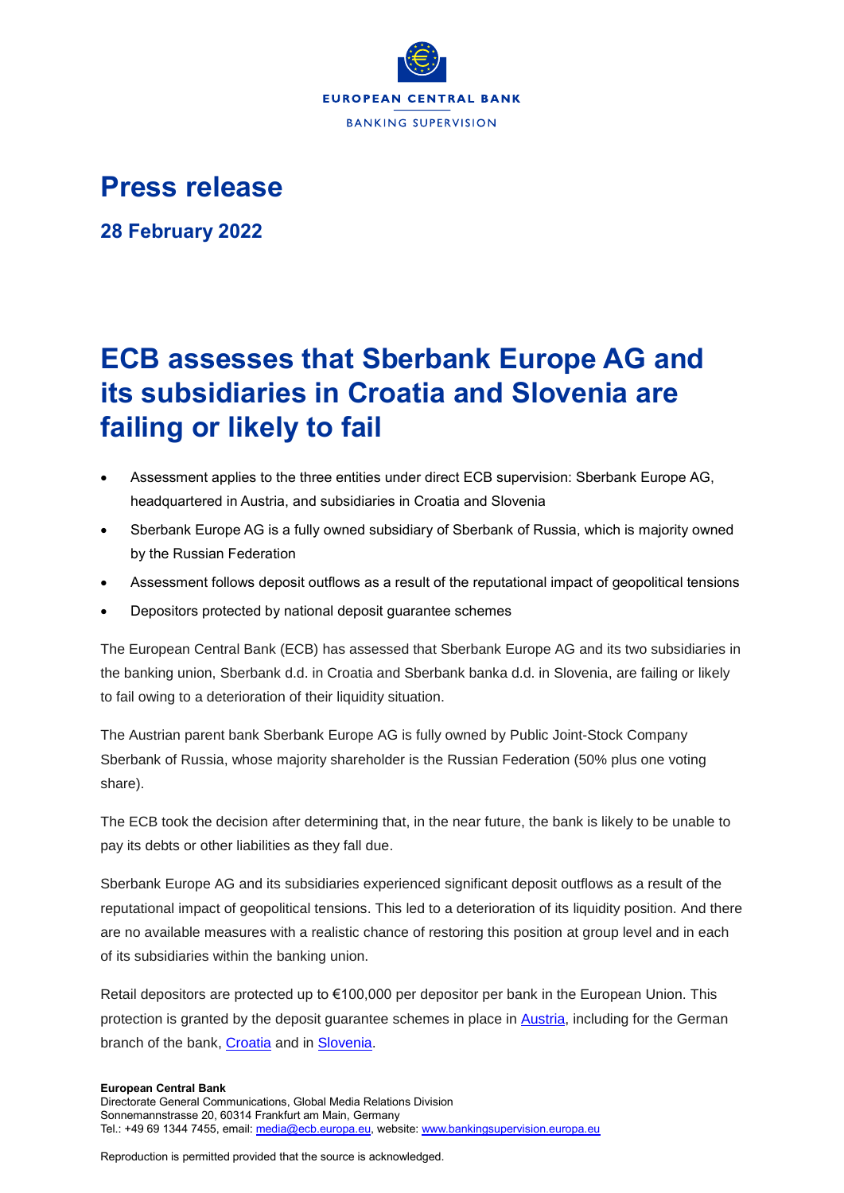EUROPEAN CENTRAL BANK

BANKING SUPERVISION

# Press release

**28 February 2022**

# ECB assesses that Sberbank Europe AG and its subsidiaries in Croatia and Slovenia are failing or likely to fail

- Assessment applies to the three entities under direct ECB supervision: Sberbank Europe AG, headquartered in Austria, and subsidiaries in Croatia and Slovenia
- Sberbank Europe AG is a fully owned subsidiary of Sberbank of Russia, which is majority owned by the Russian Federation
- Assessment follows deposit outflows as a result of the reputational impact of geopolitical tensions
- Depositors protected by national deposit guarantee schemes

The European Central Bank (ECB) has assessed that Sberbank Europe AG and its two subsidiaries in the banking union, Sberbank d.d. in Croatia and Sberbank banka d.d. in Slovenia, are failing or likely to fail owing to a deterioration of their liquidity situation.

The Austrian parent bank Sberbank Europe AG is fully owned by Public Joint-Stock Company Sberbank of Russia, whose majority shareholder is the Russian Federation (50% plus one voting share).

The ECB took the decision after determining that, in the near future, the bank is likely to be unable to pay its debts or other liabilities as they fall due.

Sberbank Europe AG and its subsidiaries experienced significant deposit outflows as a result of the reputational impact of geopolitical tensions. This led to a deterioration of its liquidity position. And there are no available measures with a realistic chance of restoring this position at group level and in each of its subsidiaries within the banking union.

Retail depositors are protected up to €100,000 per depositor per bank in the European Union. This protection is granted by the deposit guarantee schemes in place in Austria, including for the German branch of the bank, Croatia and in Slovenia.

**European Central Bank**
Directorate General Communications, Global Media Relations Division
Sonnemannstrasse 20, 60314 Frankfurt am Main, Germany
Tel.: +49 69 1344 7455, email: media@ecb.europa.eu, website: www.bankingsupervision.europa.eu

Reproduction is permitted provided that the source is acknowledged.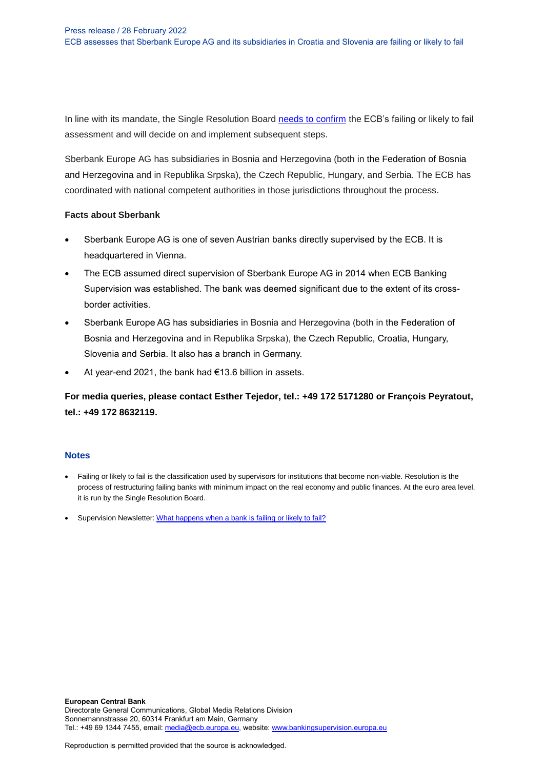In line with its mandate, the Single Resolution Board needs to confirm the ECB's failing or likely to fail assessment and will decide on and implement subsequent steps.

Sberbank Europe AG has subsidiaries in Bosnia and Herzegovina (both in the Federation of Bosnia and Herzegovina and in Republika Srpska), the Czech Republic, Hungary, and Serbia. The ECB has coordinated with national competent authorities in those jurisdictions throughout the process.

**Facts about Sberbank**

- Sberbank Europe AG is one of seven Austrian banks directly supervised by the ECB. It is headquartered in Vienna.
- The ECB assumed direct supervision of Sberbank Europe AG in 2014 when ECB Banking Supervision was established. The bank was deemed significant due to the extent of its cross-border activities.
- Sberbank Europe AG has subsidiaries in Bosnia and Herzegovina (both in the Federation of Bosnia and Herzegovina and in Republika Srpska), the Czech Republic, Croatia, Hungary, Slovenia and Serbia. It also has a branch in Germany.
- At year-end 2021, the bank had €13.6 billion in assets.

**For media queries, please contact Esther Tejedor, tel.: +49 172 5171280 or François Peyratout, tel.: +49 172 8632119.**

## Notes

- Failing or likely to fail is the classification used by supervisors for institutions that become non-viable. Resolution is the process of restructuring failing banks with minimum impact on the real economy and public finances. At the euro area level, it is run by the Single Resolution Board.
- Supervision Newsletter: What happens when a bank is failing or likely to fail?

**European Central Bank**
Directorate General Communications, Global Media Relations Division
Sonnemannstrasse 20, 60314 Frankfurt am Main, Germany
Tel.: +49 69 1344 7455, email: media@ecb.europa.eu, website: www.bankingsupervision.europa.eu

Reproduction is permitted provided that the source is acknowledged.